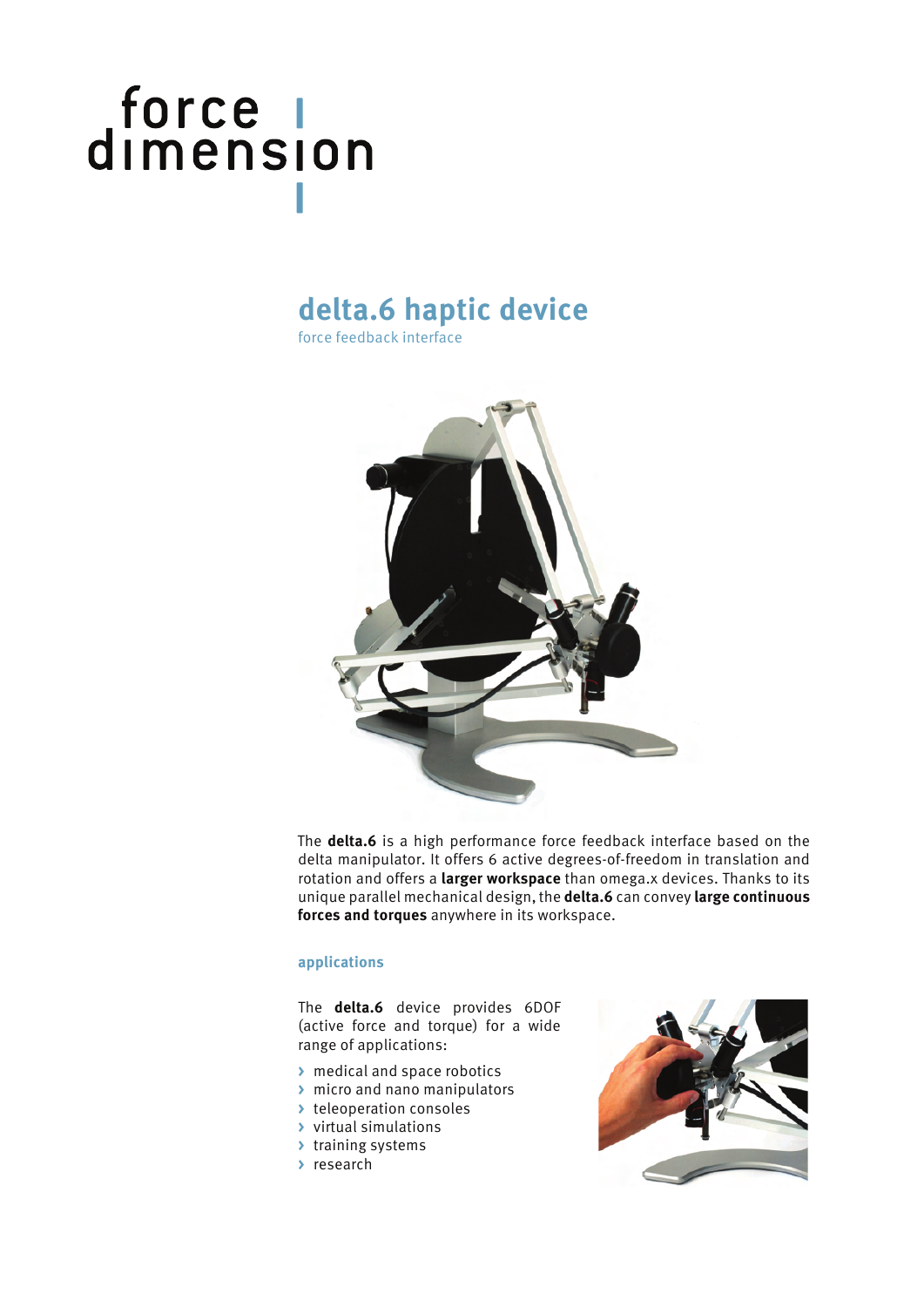force dimension

# delta.6 haptic device

force feedback interface

The **delta.6** is a high performance force feedback interface based on the delta manipulator. It offers 6 active degrees-of-freedom in translation and rotation and offers a **larger workspace** than omega.x devices. Thanks to its unique parallel mechanical design, the **delta.6** can convey **large continuous forces and torques** anywhere in its workspace.

## applications

The **delta.6** device provides 6DOF (active force and torque) for a wide range of applications:

- medical and space robotics
- micro and nano manipulators
- teleoperation consoles
- virtual simulations
- training systems
- research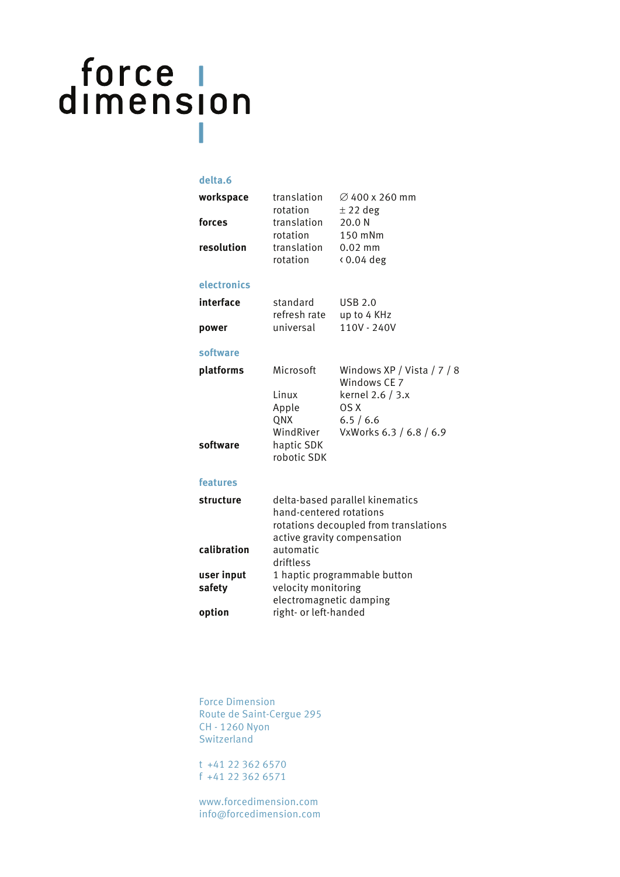force dimension

## delta.6

| | | |
|---|---|---|
| **workspace** | translation | ∅ 400 x 260 mm |
| | rotation | ± 22 deg |
| **forces** | translation | 20.0 N |
| | rotation | 150 mNm |
| **resolution** | translation | 0.02 mm |
| | rotation | ‹ 0.04 deg |

## electronics

| | | |
|---|---|---|
| **interface** | standard | USB 2.0 |
| | refresh rate | up to 4 KHz |
| **power** | universal | 110V - 240V |

## software

| | | |
|---|---|---|
| **platforms** | Microsoft | Windows XP / Vista / 7 / 8 |
| | | Windows CE 7 |
| | Linux | kernel 2.6 / 3.x |
| | Apple | OS X |
| | QNX | 6.5 / 6.6 |
| | WindRiver | VxWorks 6.3 / 6.8 / 6.9 |
| **software** | haptic SDK | |
| | robotic SDK | |

## features

| | |
|---|---|
| **structure** | delta-based parallel kinematics |
| | hand-centered rotations |
| | rotations decoupled from translations |
| | active gravity compensation |
| **calibration** | automatic |
| | driftless |
| **user input** | 1 haptic programmable button |
| **safety** | velocity monitoring |
| | electromagnetic damping |
| **option** | right- or left-handed |

Force Dimension
Route de Saint-Cergue 295
CH - 1260 Nyon
Switzerland

t +41 22 362 6570
f +41 22 362 6571

www.forcedimension.com
info@forcedimension.com